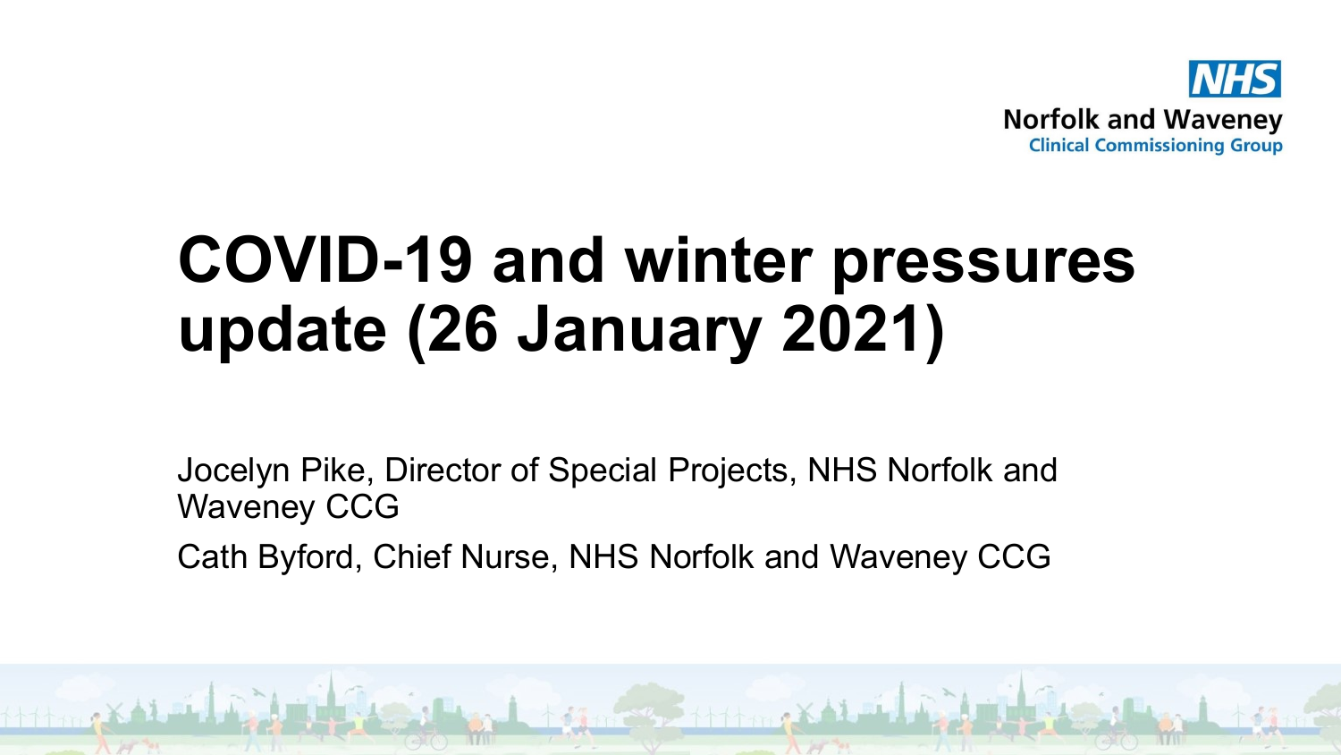NHS
Norfolk and Waveney
Clinical Commissioning Group

# COVID-19 and winter pressures update (26 January 2021)

Jocelyn Pike, Director of Special Projects, NHS Norfolk and Waveney CCG

Cath Byford, Chief Nurse, NHS Norfolk and Waveney CCG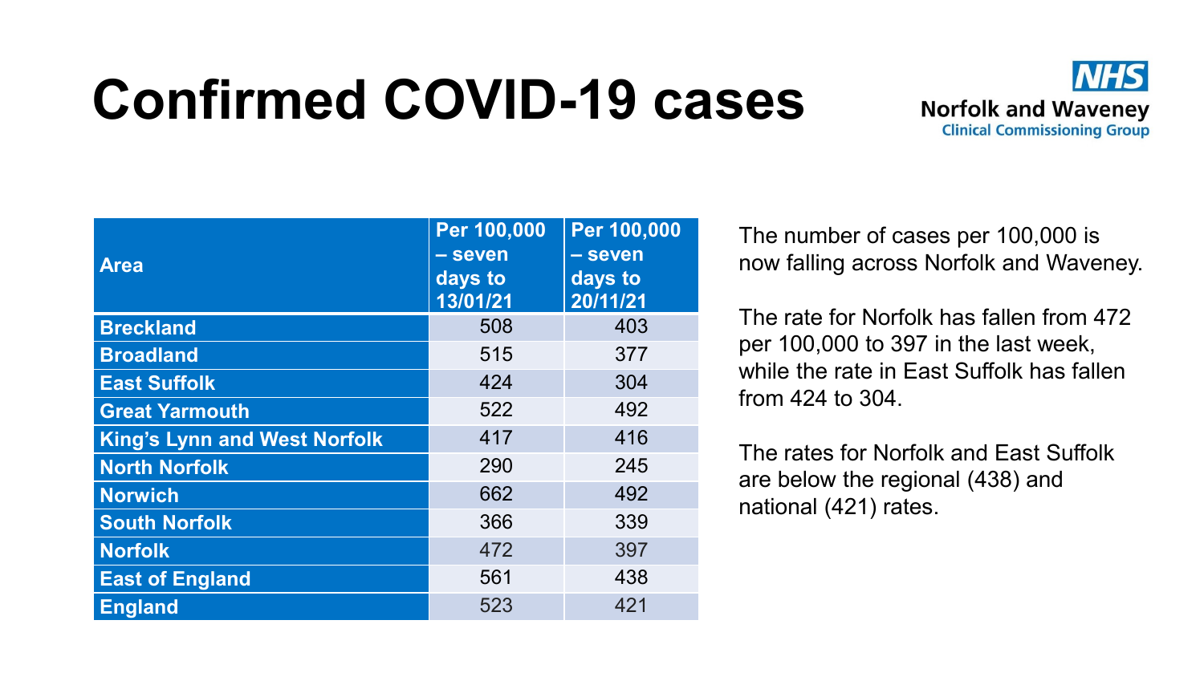# Confirmed COVID-19 cases

Norfolk and Waveney Clinical Commissioning Group

| Area | Per 100,000 – seven days to 13/01/21 | Per 100,000 – seven days to 20/11/21 |
|---|---|---|
| Breckland | 508 | 403 |
| Broadland | 515 | 377 |
| East Suffolk | 424 | 304 |
| Great Yarmouth | 522 | 492 |
| King's Lynn and West Norfolk | 417 | 416 |
| North Norfolk | 290 | 245 |
| Norwich | 662 | 492 |
| South Norfolk | 366 | 339 |
| Norfolk | 472 | 397 |
| East of England | 561 | 438 |
| England | 523 | 421 |

The number of cases per 100,000 is now falling across Norfolk and Waveney.

The rate for Norfolk has fallen from 472 per 100,000 to 397 in the last week, while the rate in East Suffolk has fallen from 424 to 304.

The rates for Norfolk and East Suffolk are below the regional (438) and national (421) rates.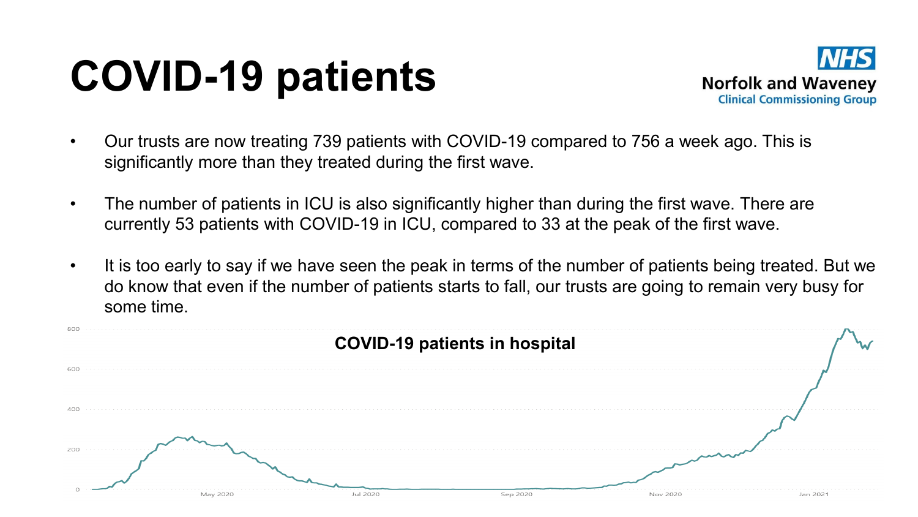# COVID-19 patients

Norfolk and Waveney Clinical Commissioning Group

- Our trusts are now treating 739 patients with COVID-19 compared to 756 a week ago. This is significantly more than they treated during the first wave.
- The number of patients in ICU is also significantly higher than during the first wave. There are currently 53 patients with COVID-19 in ICU, compared to 33 at the peak of the first wave.
- It is too early to say if we have seen the peak in terms of the number of patients being treated. But we do know that even if the number of patients starts to fall, our trusts are going to remain very busy for some time.

**COVID-19 patients in hospital**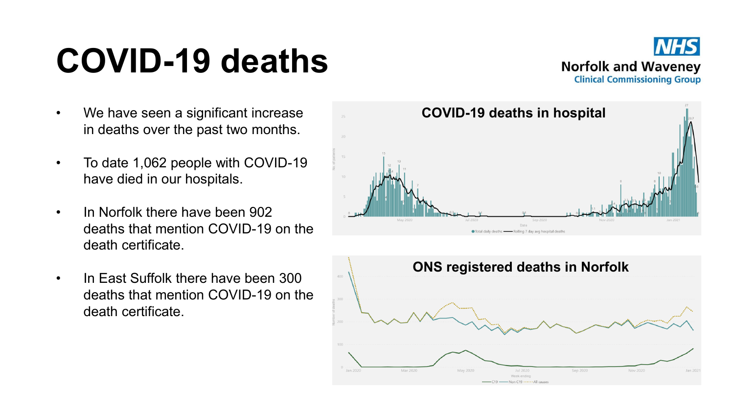# COVID-19 deaths

NHS
Norfolk and Waveney
Clinical Commissioning Group

- We have seen a significant increase in deaths over the past two months.
- To date 1,062 people with COVID-19 have died in our hospitals.
- In Norfolk there have been 902 deaths that mention COVID-19 on the death certificate.
- In East Suffolk there have been 300 deaths that mention COVID-19 on the death certificate.

**COVID-19 deaths in hospital**

**ONS registered deaths in Norfolk**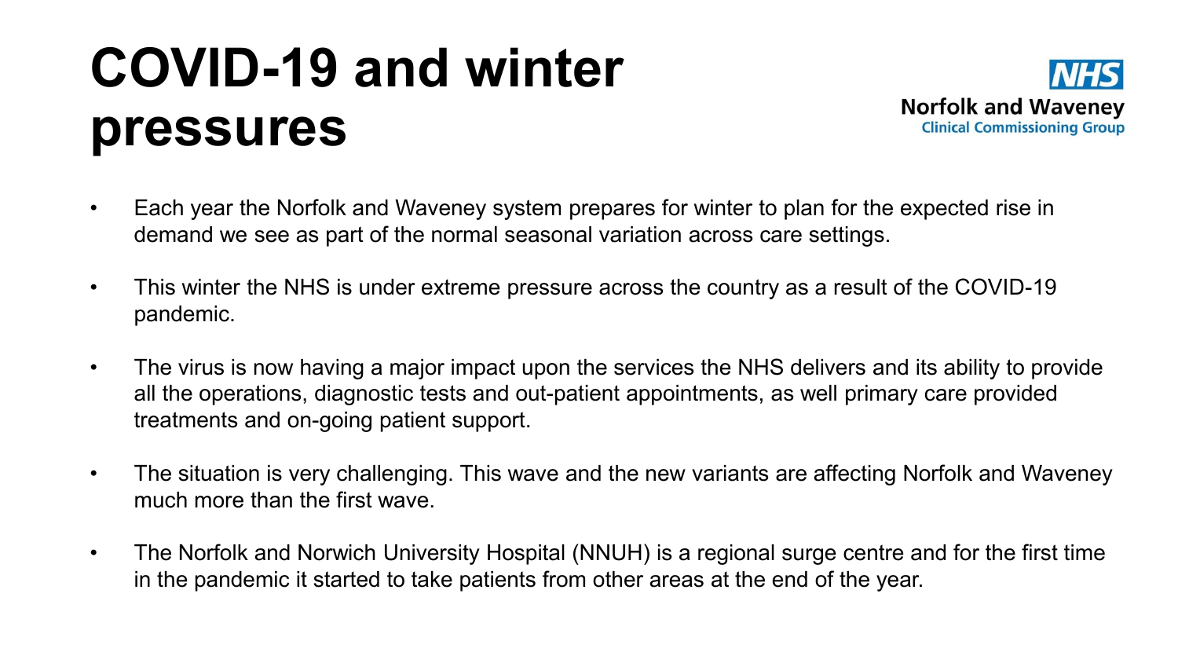# COVID-19 and winter pressures

NHS
Norfolk and Waveney
Clinical Commissioning Group

- Each year the Norfolk and Waveney system prepares for winter to plan for the expected rise in demand we see as part of the normal seasonal variation across care settings.
- This winter the NHS is under extreme pressure across the country as a result of the COVID-19 pandemic.
- The virus is now having a major impact upon the services the NHS delivers and its ability to provide all the operations, diagnostic tests and out-patient appointments, as well primary care provided treatments and on-going patient support.
- The situation is very challenging. This wave and the new variants are affecting Norfolk and Waveney much more than the first wave.
- The Norfolk and Norwich University Hospital (NNUH) is a regional surge centre and for the first time in the pandemic it started to take patients from other areas at the end of the year.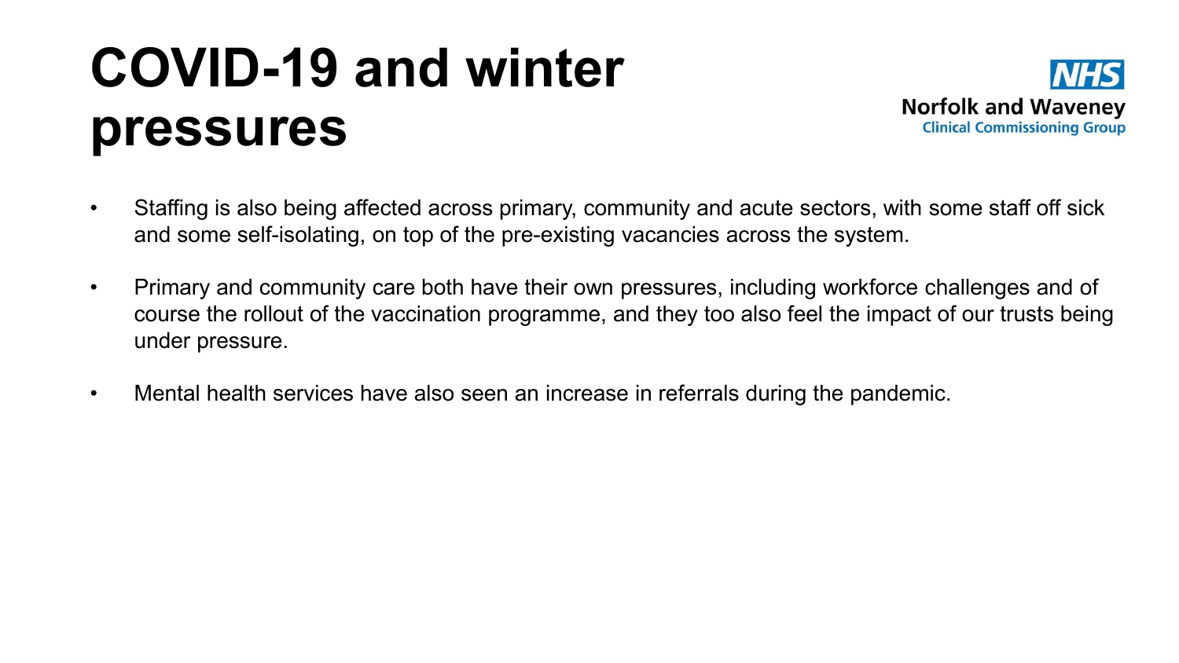# COVID-19 and winter pressures

NHS
Norfolk and Waveney
Clinical Commissioning Group

- Staffing is also being affected across primary, community and acute sectors, with some staff off sick and some self-isolating, on top of the pre-existing vacancies across the system.
- Primary and community care both have their own pressures, including workforce challenges and of course the rollout of the vaccination programme, and they too also feel the impact of our trusts being under pressure.
- Mental health services have also seen an increase in referrals during the pandemic.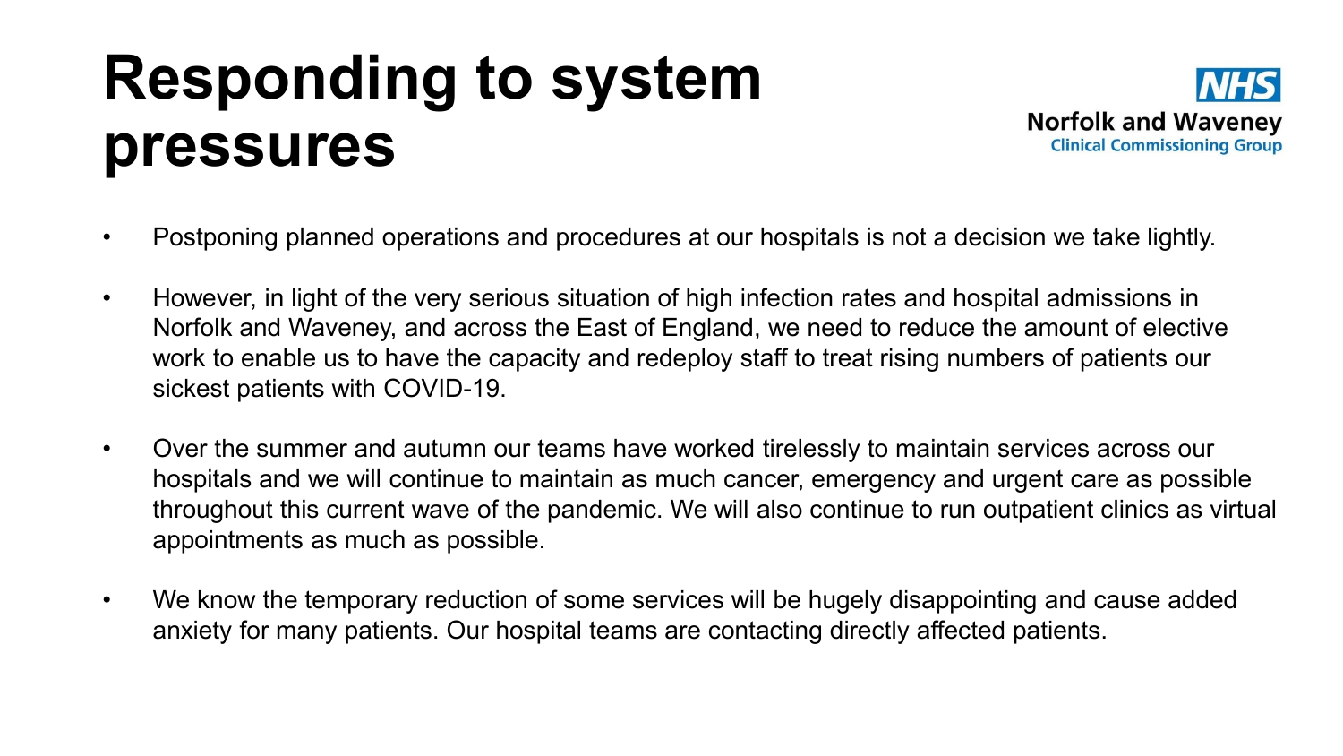# Responding to system pressures

NHS
Norfolk and Waveney
Clinical Commissioning Group

- Postponing planned operations and procedures at our hospitals is not a decision we take lightly.
- However, in light of the very serious situation of high infection rates and hospital admissions in Norfolk and Waveney, and across the East of England, we need to reduce the amount of elective work to enable us to have the capacity and redeploy staff to treat rising numbers of patients our sickest patients with COVID-19.
- Over the summer and autumn our teams have worked tirelessly to maintain services across our hospitals and we will continue to maintain as much cancer, emergency and urgent care as possible throughout this current wave of the pandemic. We will also continue to run outpatient clinics as virtual appointments as much as possible.
- We know the temporary reduction of some services will be hugely disappointing and cause added anxiety for many patients. Our hospital teams are contacting directly affected patients.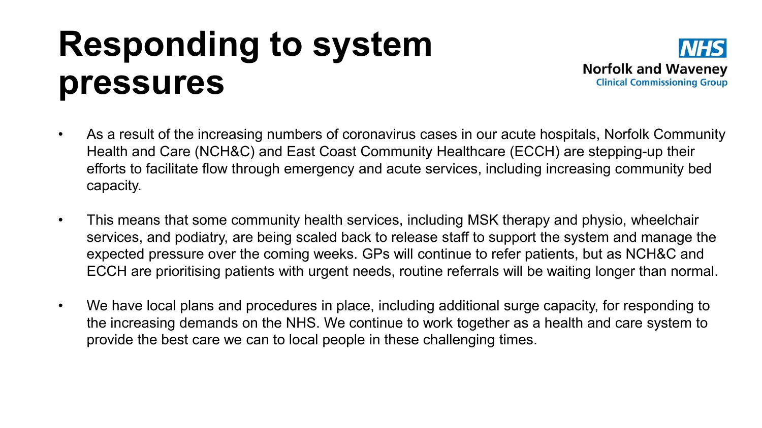# Responding to system pressures

NHS
Norfolk and Waveney
Clinical Commissioning Group

- As a result of the increasing numbers of coronavirus cases in our acute hospitals, Norfolk Community Health and Care (NCH&C) and East Coast Community Healthcare (ECCH) are stepping-up their efforts to facilitate flow through emergency and acute services, including increasing community bed capacity.
- This means that some community health services, including MSK therapy and physio, wheelchair services, and podiatry, are being scaled back to release staff to support the system and manage the expected pressure over the coming weeks. GPs will continue to refer patients, but as NCH&C and ECCH are prioritising patients with urgent needs, routine referrals will be waiting longer than normal.
- We have local plans and procedures in place, including additional surge capacity, for responding to the increasing demands on the NHS. We continue to work together as a health and care system to provide the best care we can to local people in these challenging times.